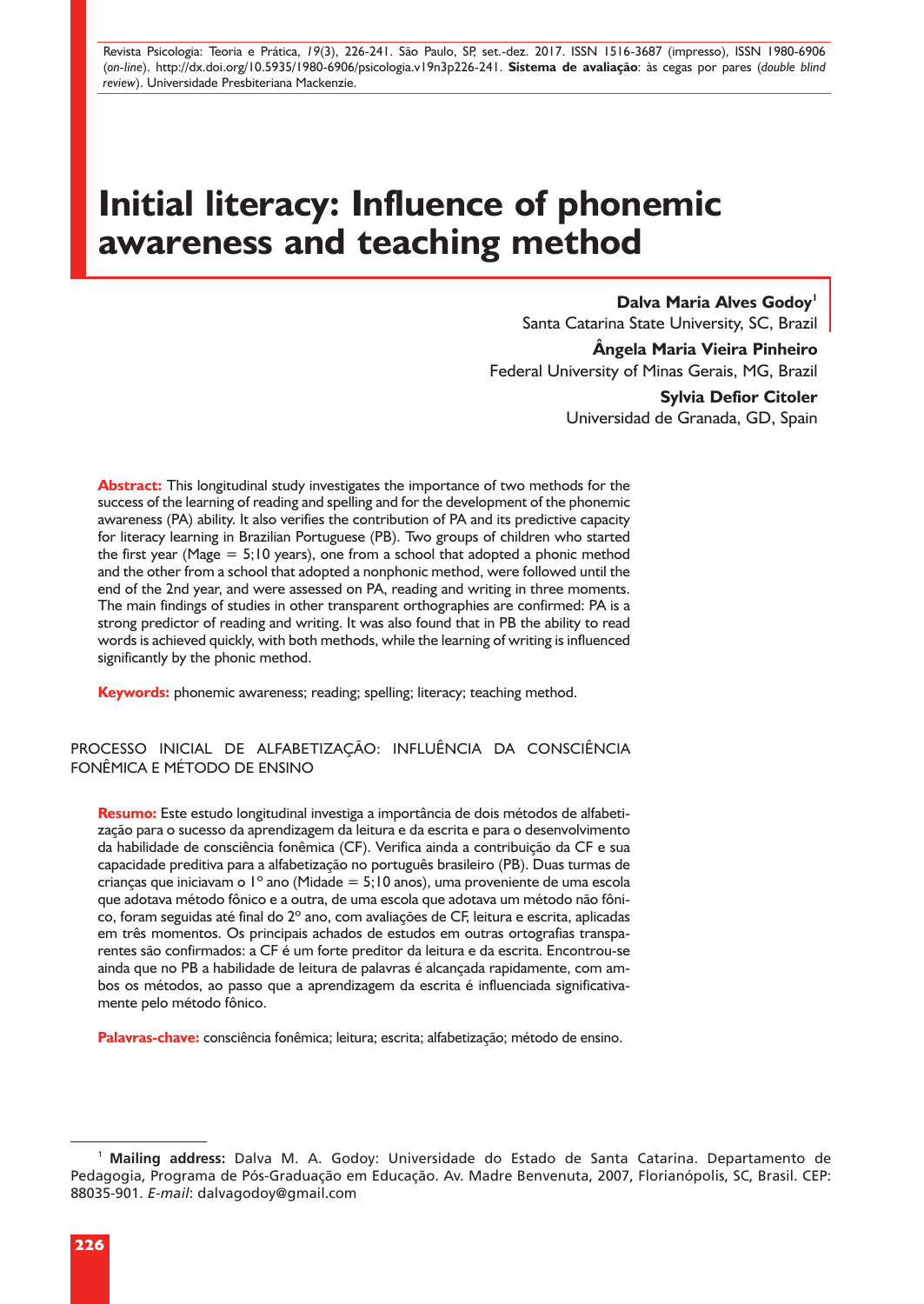# Initial literacy: Influence of phonemic awareness and teaching method

**Dalva Maria Alves Godoy**[1]
Santa Catarina State University, SC, Brazil

**Ângela Maria Vieira Pinheiro**
Federal University of Minas Gerais, MG, Brazil

**Sylvia Defior Citoler**
Universidad de Granada, GD, Spain

**Abstract:** This longitudinal study investigates the importance of two methods for the success of the learning of reading and spelling and for the development of the phonemic awareness (PA) ability. It also verifies the contribution of PA and its predictive capacity for literacy learning in Brazilian Portuguese (PB). Two groups of children who started the first year (Mage = 5;10 years), one from a school that adopted a phonic method and the other from a school that adopted a nonphonic method, were followed until the end of the 2nd year, and were assessed on PA, reading and writing in three moments. The main findings of studies in other transparent orthographies are confirmed: PA is a strong predictor of reading and writing. It was also found that in PB the ability to read words is achieved quickly, with both methods, while the learning of writing is influenced significantly by the phonic method.

**Keywords:** phonemic awareness; reading; spelling; literacy; teaching method.

## PROCESSO INICIAL DE ALFABETIZAÇÃO: INFLUÊNCIA DA CONSCIÊNCIA FONÊMICA E MÉTODO DE ENSINO

**Resumo:** Este estudo longitudinal investiga a importância de dois métodos de alfabetização para o sucesso da aprendizagem da leitura e da escrita e para o desenvolvimento da habilidade de consciência fonêmica (CF). Verifica ainda a contribuição da CF e sua capacidade preditiva para a alfabetização no português brasileiro (PB). Duas turmas de crianças que iniciavam o 1º ano (Midade = 5;10 anos), uma proveniente de uma escola que adotava método fônico e a outra, de uma escola que adotava um método não fônico, foram seguidas até final do 2º ano, com avaliações de CF, leitura e escrita, aplicadas em três momentos. Os principais achados de estudos em outras ortografias transparentes são confirmados: a CF é um forte preditor da leitura e da escrita. Encontrou-se ainda que no PB a habilidade de leitura de palavras é alcançada rapidamente, com ambos os métodos, ao passo que a aprendizagem da escrita é influenciada significativamente pelo método fônico.

**Palavras-chave:** consciência fonêmica; leitura; escrita; alfabetização; método de ensino.

---

[1] **Mailing address:** Dalva M. A. Godoy: Universidade do Estado de Santa Catarina. Departamento de Pedagogia, Programa de Pós-Graduação em Educação. Av. Madre Benvenuta, 2007, Florianópolis, SC, Brasil. CEP: 88035-901. *E-mail*: dalvagodoy@gmail.com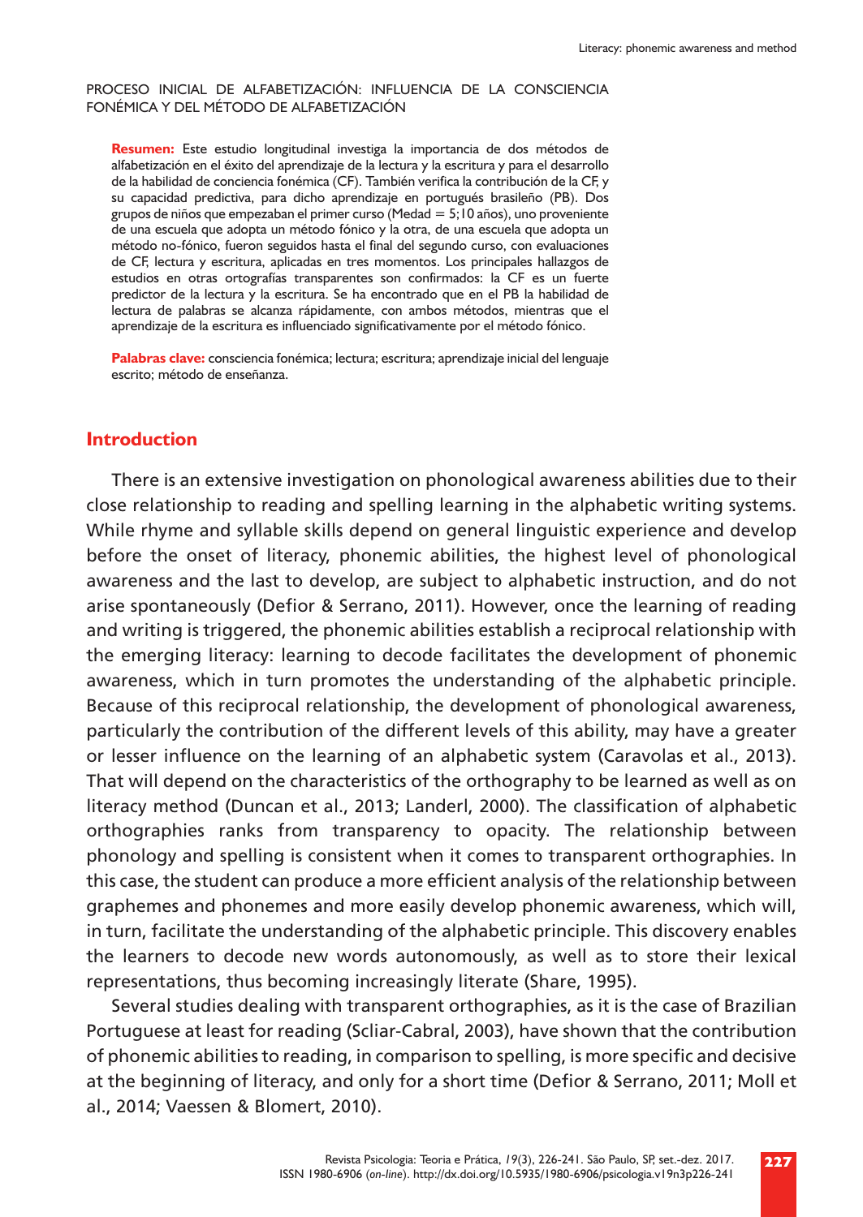PROCESO INICIAL DE ALFABETIZACIÓN: INFLUENCIA DE LA CONSCIENCIA FONÉMICA Y DEL MÉTODO DE ALFABETIZACIÓN

**Resumen:** Este estudio longitudinal investiga la importancia de dos métodos de alfabetización en el éxito del aprendizaje de la lectura y la escritura y para el desarrollo de la habilidad de conciencia fonémica (CF). También verifica la contribución de la CF, y su capacidad predictiva, para dicho aprendizaje en portugués brasileño (PB). Dos grupos de niños que empezaban el primer curso (Medad = 5;10 años), uno proveniente de una escuela que adopta un método fónico y la otra, de una escuela que adopta un método no-fónico, fueron seguidos hasta el final del segundo curso, con evaluaciones de CF, lectura y escritura, aplicadas en tres momentos. Los principales hallazgos de estudios en otras ortografías transparentes son confirmados: la CF es un fuerte predictor de la lectura y la escritura. Se ha encontrado que en el PB la habilidad de lectura de palabras se alcanza rápidamente, con ambos métodos, mientras que el aprendizaje de la escritura es influenciado significativamente por el método fónico.

**Palabras clave:** consciencia fonémica; lectura; escritura; aprendizaje inicial del lenguaje escrito; método de enseñanza.

## Introduction

There is an extensive investigation on phonological awareness abilities due to their close relationship to reading and spelling learning in the alphabetic writing systems. While rhyme and syllable skills depend on general linguistic experience and develop before the onset of literacy, phonemic abilities, the highest level of phonological awareness and the last to develop, are subject to alphabetic instruction, and do not arise spontaneously (Defior & Serrano, 2011). However, once the learning of reading and writing is triggered, the phonemic abilities establish a reciprocal relationship with the emerging literacy: learning to decode facilitates the development of phonemic awareness, which in turn promotes the understanding of the alphabetic principle. Because of this reciprocal relationship, the development of phonological awareness, particularly the contribution of the different levels of this ability, may have a greater or lesser influence on the learning of an alphabetic system (Caravolas et al., 2013). That will depend on the characteristics of the orthography to be learned as well as on literacy method (Duncan et al., 2013; Landerl, 2000). The classification of alphabetic orthographies ranks from transparency to opacity. The relationship between phonology and spelling is consistent when it comes to transparent orthographies. In this case, the student can produce a more efficient analysis of the relationship between graphemes and phonemes and more easily develop phonemic awareness, which will, in turn, facilitate the understanding of the alphabetic principle. This discovery enables the learners to decode new words autonomously, as well as to store their lexical representations, thus becoming increasingly literate (Share, 1995).

Several studies dealing with transparent orthographies, as it is the case of Brazilian Portuguese at least for reading (Scliar-Cabral, 2003), have shown that the contribution of phonemic abilities to reading, in comparison to spelling, is more specific and decisive at the beginning of literacy, and only for a short time (Defior & Serrano, 2011; Moll et al., 2014; Vaessen & Blomert, 2010).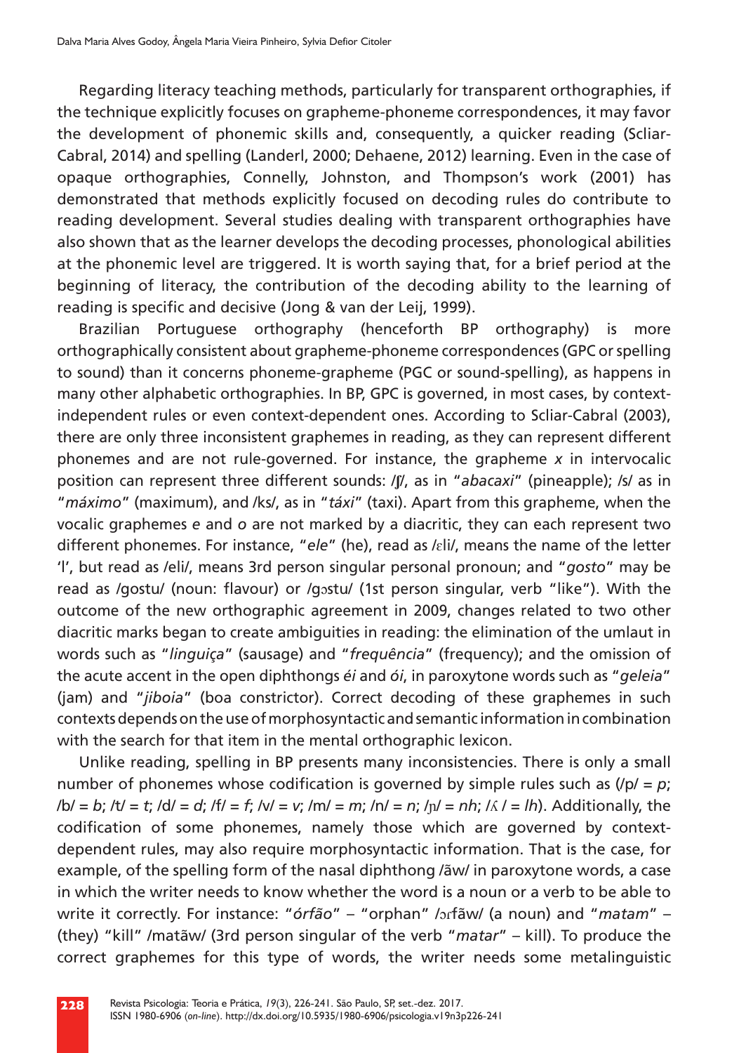Regarding literacy teaching methods, particularly for transparent orthographies, if the technique explicitly focuses on grapheme-phoneme correspondences, it may favor the development of phonemic skills and, consequently, a quicker reading (Scliar-Cabral, 2014) and spelling (Landerl, 2000; Dehaene, 2012) learning. Even in the case of opaque orthographies, Connelly, Johnston, and Thompson's work (2001) has demonstrated that methods explicitly focused on decoding rules do contribute to reading development. Several studies dealing with transparent orthographies have also shown that as the learner develops the decoding processes, phonological abilities at the phonemic level are triggered. It is worth saying that, for a brief period at the beginning of literacy, the contribution of the decoding ability to the learning of reading is specific and decisive (Jong & van der Leij, 1999).

Brazilian Portuguese orthography (henceforth BP orthography) is more orthographically consistent about grapheme-phoneme correspondences (GPC or spelling to sound) than it concerns phoneme-grapheme (PGC or sound-spelling), as happens in many other alphabetic orthographies. In BP, GPC is governed, in most cases, by context-independent rules or even context-dependent ones. According to Scliar-Cabral (2003), there are only three inconsistent graphemes in reading, as they can represent different phonemes and are not rule-governed. For instance, the grapheme *x* in intervocalic position can represent three different sounds: /ʃ/, as in "*abacaxi*" (pineapple); /s/ as in "*máximo*" (maximum), and /ks/, as in "*táxi*" (taxi). Apart from this grapheme, when the vocalic graphemes *e* and *o* are not marked by a diacritic, they can each represent two different phonemes. For instance, "*ele*" (he), read as /ɛli/, means the name of the letter 'l', but read as /eli/, means 3rd person singular personal pronoun; and "*gosto*" may be read as /gostu/ (noun: flavour) or /gɔstu/ (1st person singular, verb "like"). With the outcome of the new orthographic agreement in 2009, changes related to two other diacritic marks began to create ambiguities in reading: the elimination of the umlaut in words such as "*linguiça*" (sausage) and "*frequência*" (frequency); and the omission of the acute accent in the open diphthongs *éi* and *ói*, in paroxytone words such as "*geleia*" (jam) and "*jiboia*" (boa constrictor). Correct decoding of these graphemes in such contexts depends on the use of morphosyntactic and semantic information in combination with the search for that item in the mental orthographic lexicon.

Unlike reading, spelling in BP presents many inconsistencies. There is only a small number of phonemes whose codification is governed by simple rules such as (/p/ = *p*; /b/ = *b*; /t/ = *t*; /d/ = *d*; /f/ = *f*; /v/ = *v*; /m/ = *m*; /n/ = *n*; /ɲ/ = *nh*; /ʎ/ = *lh*). Additionally, the codification of some phonemes, namely those which are governed by context-dependent rules, may also require morphosyntactic information. That is the case, for example, of the spelling form of the nasal diphthong /ãw/ in paroxytone words, a case in which the writer needs to know whether the word is a noun or a verb to be able to write it correctly. For instance: "*órfão*" – "orphan" /ɔrfãw/ (a noun) and "*matam*" – (they) "kill" /matãw/ (3rd person singular of the verb "*matar*" – kill). To produce the correct graphemes for this type of words, the writer needs some metalinguistic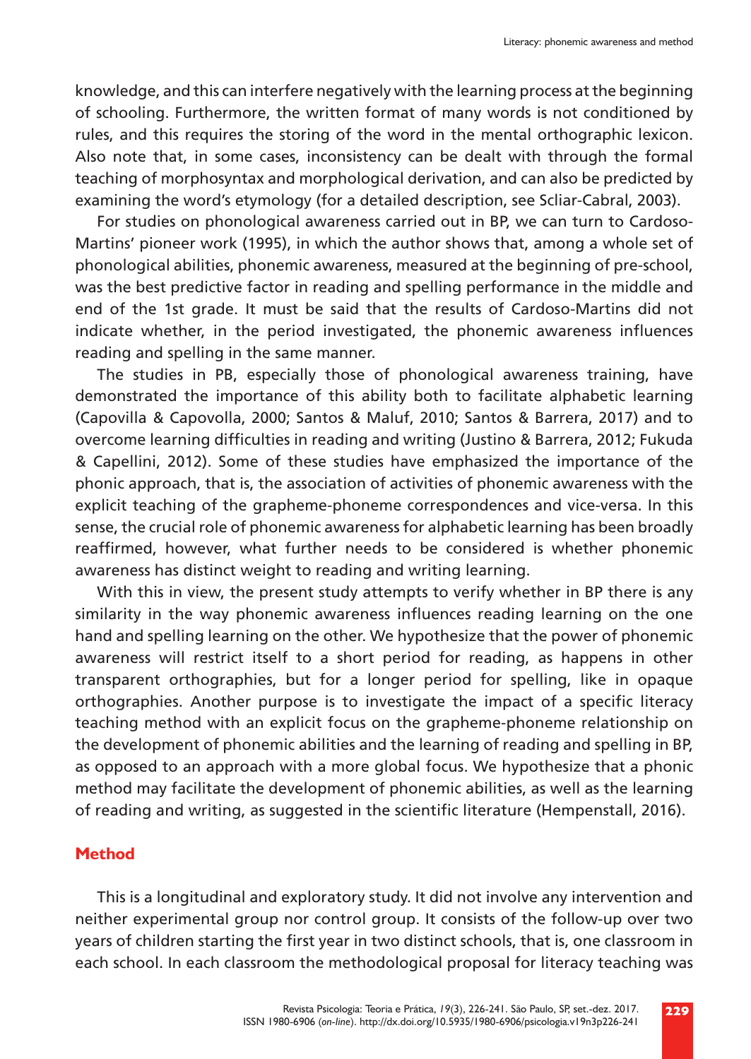knowledge, and this can interfere negatively with the learning process at the beginning of schooling. Furthermore, the written format of many words is not conditioned by rules, and this requires the storing of the word in the mental orthographic lexicon. Also note that, in some cases, inconsistency can be dealt with through the formal teaching of morphosyntax and morphological derivation, and can also be predicted by examining the word's etymology (for a detailed description, see Scliar-Cabral, 2003).

For studies on phonological awareness carried out in BP, we can turn to Cardoso-Martins' pioneer work (1995), in which the author shows that, among a whole set of phonological abilities, phonemic awareness, measured at the beginning of pre-school, was the best predictive factor in reading and spelling performance in the middle and end of the 1st grade. It must be said that the results of Cardoso-Martins did not indicate whether, in the period investigated, the phonemic awareness influences reading and spelling in the same manner.

The studies in PB, especially those of phonological awareness training, have demonstrated the importance of this ability both to facilitate alphabetic learning (Capovilla & Capovolla, 2000; Santos & Maluf, 2010; Santos & Barrera, 2017) and to overcome learning difficulties in reading and writing (Justino & Barrera, 2012; Fukuda & Capellini, 2012). Some of these studies have emphasized the importance of the phonic approach, that is, the association of activities of phonemic awareness with the explicit teaching of the grapheme-phoneme correspondences and vice-versa. In this sense, the crucial role of phonemic awareness for alphabetic learning has been broadly reaffirmed, however, what further needs to be considered is whether phonemic awareness has distinct weight to reading and writing learning.

With this in view, the present study attempts to verify whether in BP there is any similarity in the way phonemic awareness influences reading learning on the one hand and spelling learning on the other. We hypothesize that the power of phonemic awareness will restrict itself to a short period for reading, as happens in other transparent orthographies, but for a longer period for spelling, like in opaque orthographies. Another purpose is to investigate the impact of a specific literacy teaching method with an explicit focus on the grapheme-phoneme relationship on the development of phonemic abilities and the learning of reading and spelling in BP, as opposed to an approach with a more global focus. We hypothesize that a phonic method may facilitate the development of phonemic abilities, as well as the learning of reading and writing, as suggested in the scientific literature (Hempenstall, 2016).

## Method

This is a longitudinal and exploratory study. It did not involve any intervention and neither experimental group nor control group. It consists of the follow-up over two years of children starting the first year in two distinct schools, that is, one classroom in each school. In each classroom the methodological proposal for literacy teaching was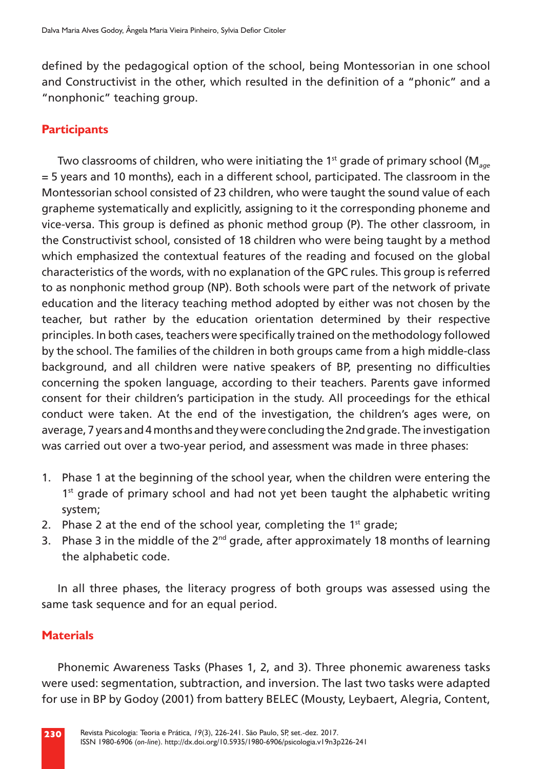defined by the pedagogical option of the school, being Montessorian in one school and Constructivist in the other, which resulted in the definition of a "phonic" and a "nonphonic" teaching group.

## Participants

Two classrooms of children, who were initiating the 1st grade of primary school ($M_{age}$ = 5 years and 10 months), each in a different school, participated. The classroom in the Montessorian school consisted of 23 children, who were taught the sound value of each grapheme systematically and explicitly, assigning to it the corresponding phoneme and vice-versa. This group is defined as phonic method group (P). The other classroom, in the Constructivist school, consisted of 18 children who were being taught by a method which emphasized the contextual features of the reading and focused on the global characteristics of the words, with no explanation of the GPC rules. This group is referred to as nonphonic method group (NP). Both schools were part of the network of private education and the literacy teaching method adopted by either was not chosen by the teacher, but rather by the education orientation determined by their respective principles. In both cases, teachers were specifically trained on the methodology followed by the school. The families of the children in both groups came from a high middle-class background, and all children were native speakers of BP, presenting no difficulties concerning the spoken language, according to their teachers. Parents gave informed consent for their children's participation in the study. All proceedings for the ethical conduct were taken. At the end of the investigation, the children's ages were, on average, 7 years and 4 months and they were concluding the 2nd grade. The investigation was carried out over a two-year period, and assessment was made in three phases:

1. Phase 1 at the beginning of the school year, when the children were entering the 1st grade of primary school and had not yet been taught the alphabetic writing system;
2. Phase 2 at the end of the school year, completing the 1st grade;
3. Phase 3 in the middle of the 2nd grade, after approximately 18 months of learning the alphabetic code.

In all three phases, the literacy progress of both groups was assessed using the same task sequence and for an equal period.

## Materials

Phonemic Awareness Tasks (Phases 1, 2, and 3). Three phonemic awareness tasks were used: segmentation, subtraction, and inversion. The last two tasks were adapted for use in BP by Godoy (2001) from battery BELEC (Mousty, Leybaert, Alegria, Content,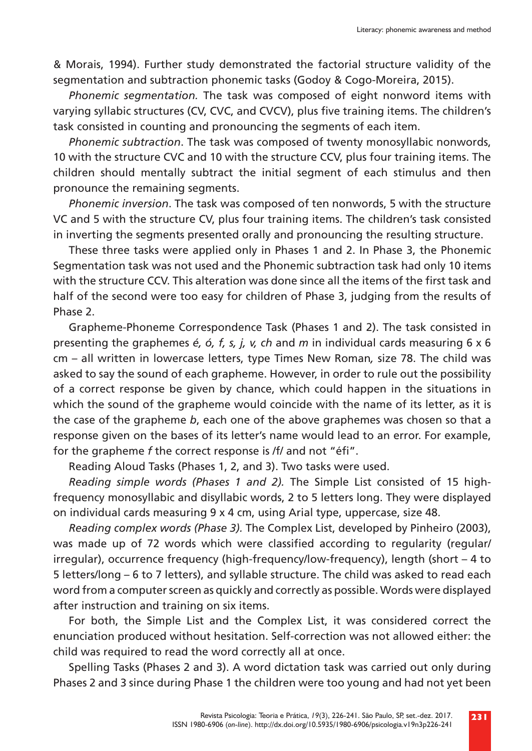& Morais, 1994). Further study demonstrated the factorial structure validity of the segmentation and subtraction phonemic tasks (Godoy & Cogo-Moreira, 2015).

*Phonemic segmentation.* The task was composed of eight nonword items with varying syllabic structures (CV, CVC, and CVCV), plus five training items. The children's task consisted in counting and pronouncing the segments of each item.

*Phonemic subtraction*. The task was composed of twenty monosyllabic nonwords, 10 with the structure CVC and 10 with the structure CCV, plus four training items. The children should mentally subtract the initial segment of each stimulus and then pronounce the remaining segments.

*Phonemic inversion*. The task was composed of ten nonwords, 5 with the structure VC and 5 with the structure CV, plus four training items. The children's task consisted in inverting the segments presented orally and pronouncing the resulting structure.

These three tasks were applied only in Phases 1 and 2. In Phase 3, the Phonemic Segmentation task was not used and the Phonemic subtraction task had only 10 items with the structure CCV. This alteration was done since all the items of the first task and half of the second were too easy for children of Phase 3, judging from the results of Phase 2.

Grapheme-Phoneme Correspondence Task (Phases 1 and 2). The task consisted in presenting the graphemes *é, ó, f, s, j, v, ch* and *m* in individual cards measuring 6 x 6 cm – all written in lowercase letters, type Times New Roman*,* size 78. The child was asked to say the sound of each grapheme. However, in order to rule out the possibility of a correct response be given by chance, which could happen in the situations in which the sound of the grapheme would coincide with the name of its letter, as it is the case of the grapheme *b*, each one of the above graphemes was chosen so that a response given on the bases of its letter's name would lead to an error. For example, for the grapheme *f* the correct response is /f/ and not "éfi".

Reading Aloud Tasks (Phases 1, 2, and 3). Two tasks were used.

*Reading simple words (Phases 1 and 2).* The Simple List consisted of 15 high-frequency monosyllabic and disyllabic words, 2 to 5 letters long. They were displayed on individual cards measuring 9 x 4 cm, using Arial type, uppercase, size 48.

*Reading complex words (Phase 3).* The Complex List, developed by Pinheiro (2003), was made up of 72 words which were classified according to regularity (regular/irregular), occurrence frequency (high-frequency/low-frequency), length (short – 4 to 5 letters/long – 6 to 7 letters), and syllable structure. The child was asked to read each word from a computer screen as quickly and correctly as possible. Words were displayed after instruction and training on six items.

For both, the Simple List and the Complex List, it was considered correct the enunciation produced without hesitation. Self-correction was not allowed either: the child was required to read the word correctly all at once.

Spelling Tasks (Phases 2 and 3). A word dictation task was carried out only during Phases 2 and 3 since during Phase 1 the children were too young and had not yet been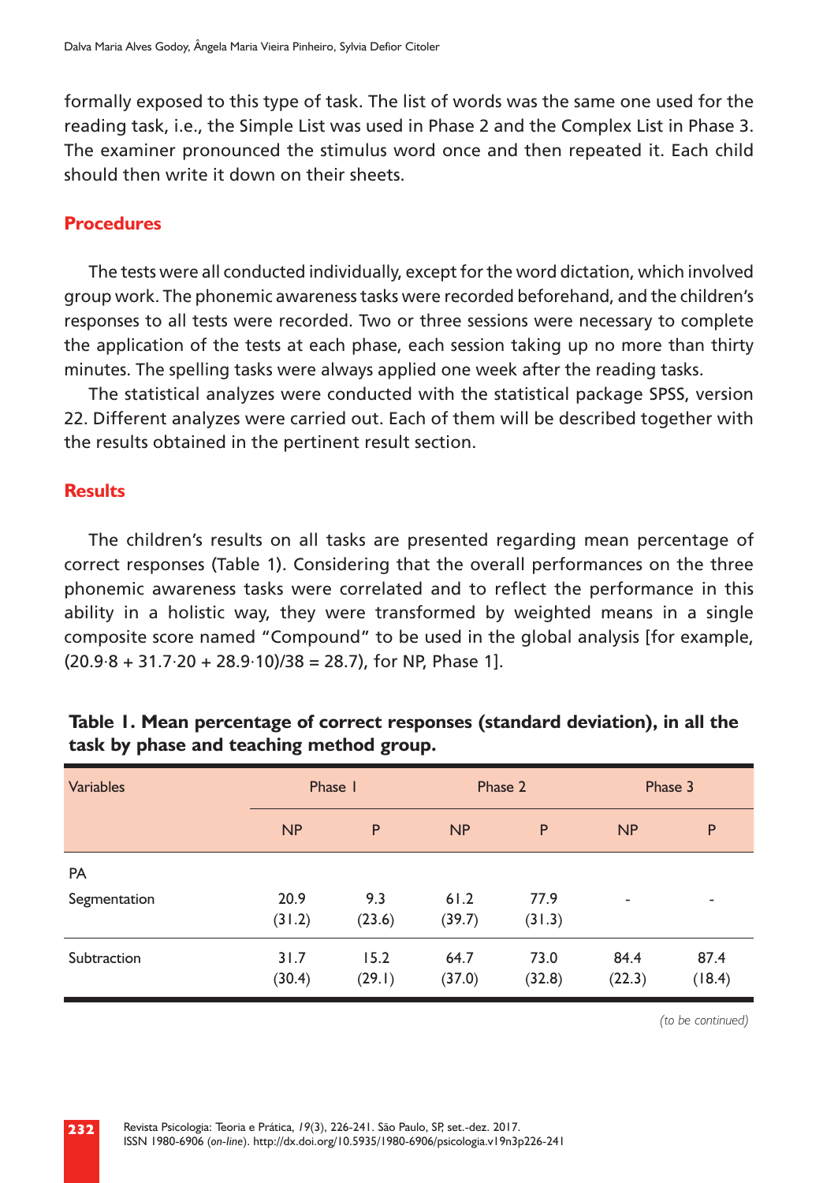formally exposed to this type of task. The list of words was the same one used for the reading task, i.e., the Simple List was used in Phase 2 and the Complex List in Phase 3. The examiner pronounced the stimulus word once and then repeated it. Each child should then write it down on their sheets.

## Procedures

The tests were all conducted individually, except for the word dictation, which involved group work. The phonemic awareness tasks were recorded beforehand, and the children's responses to all tests were recorded. Two or three sessions were necessary to complete the application of the tests at each phase, each session taking up no more than thirty minutes. The spelling tasks were always applied one week after the reading tasks.

The statistical analyzes were conducted with the statistical package SPSS, version 22. Different analyzes were carried out. Each of them will be described together with the results obtained in the pertinent result section.

## Results

The children's results on all tasks are presented regarding mean percentage of correct responses (Table 1). Considering that the overall performances on the three phonemic awareness tasks were correlated and to reflect the performance in this ability in a holistic way, they were transformed by weighted means in a single composite score named "Compound" to be used in the global analysis [for example, $(20.9 \cdot 8 + 31.7 \cdot 20 + 28.9 \cdot 10)/38 = 28.7$), for NP, Phase 1].

**Table 1. Mean percentage of correct responses (standard deviation), in all the task by phase and teaching method group.**

| Variables | Phase 1 | | Phase 2 | | Phase 3 | |
|---|---|---|---|---|---|---|
| | NP | P | NP | P | NP | P |
| PA | | | | | | |
| Segmentation | 20.9 (31.2) | 9.3 (23.6) | 61.2 (39.7) | 77.9 (31.3) | - | - |
| Subtraction | 31.7 (30.4) | 15.2 (29.1) | 64.7 (37.0) | 73.0 (32.8) | 84.4 (22.3) | 87.4 (18.4) |

*(to be continued)*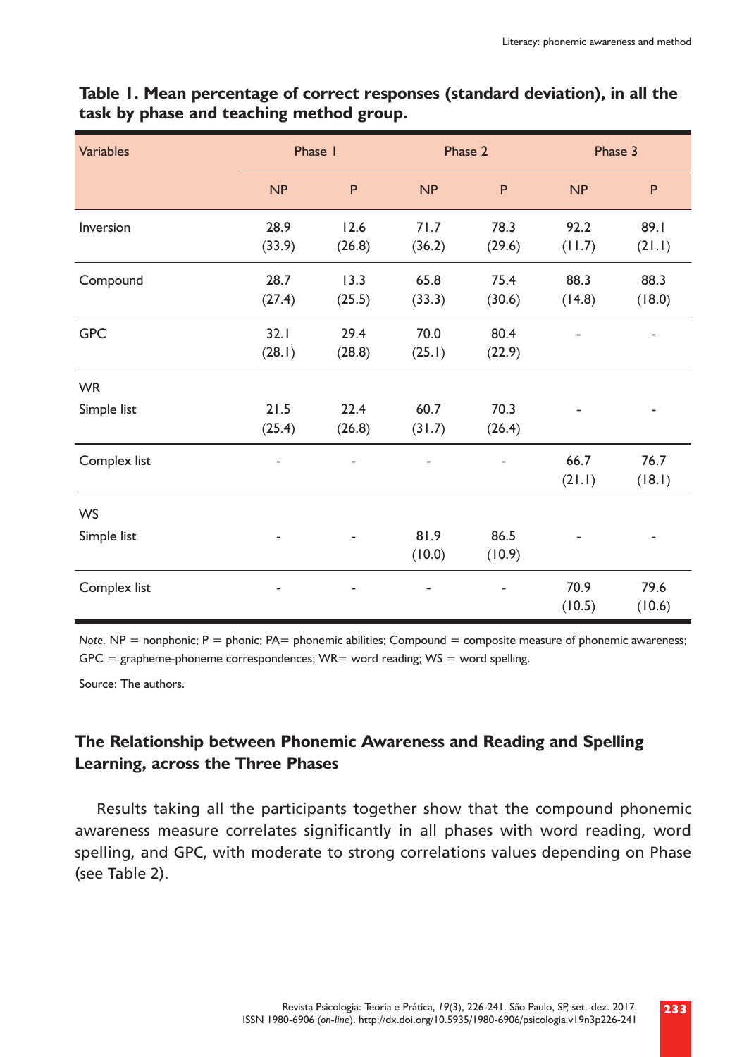**Table 1. Mean percentage of correct responses (standard deviation), in all the task by phase and teaching method group.**

| Variables | Phase 1 | | Phase 2 | | Phase 3 | |
|---|---|---|---|---|---|---|
| | NP | P | NP | P | NP | P |
| Inversion | 28.9 (33.9) | 12.6 (26.8) | 71.7 (36.2) | 78.3 (29.6) | 92.2 (11.7) | 89.1 (21.1) |
| Compound | 28.7 (27.4) | 13.3 (25.5) | 65.8 (33.3) | 75.4 (30.6) | 88.3 (14.8) | 88.3 (18.0) |
| GPC | 32.1 (28.1) | 29.4 (28.8) | 70.0 (25.1) | 80.4 (22.9) | - | - |
| WR | | | | | | |
| Simple list | 21.5 (25.4) | 22.4 (26.8) | 60.7 (31.7) | 70.3 (26.4) | - | - |
| Complex list | - | - | - | - | 66.7 (21.1) | 76.7 (18.1) |
| WS | | | | | | |
| Simple list | - | - | 81.9 (10.0) | 86.5 (10.9) | - | - |
| Complex list | - | - | - | - | 70.9 (10.5) | 79.6 (10.6) |

*Note.* NP = nonphonic; P = phonic; PA= phonemic abilities; Compound = composite measure of phonemic awareness; GPC = grapheme-phoneme correspondences; WR= word reading; WS = word spelling.

Source: The authors.

## The Relationship between Phonemic Awareness and Reading and Spelling Learning, across the Three Phases

Results taking all the participants together show that the compound phonemic awareness measure correlates significantly in all phases with word reading, word spelling, and GPC, with moderate to strong correlations values depending on Phase (see Table 2).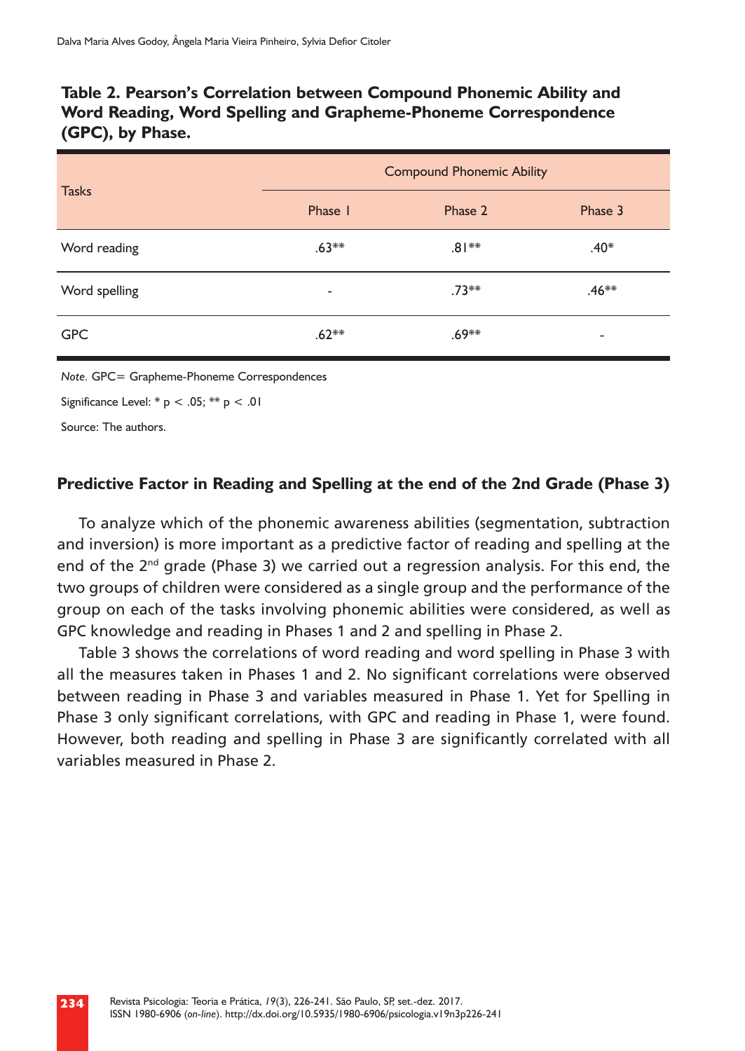**Table 2. Pearson's Correlation between Compound Phonemic Ability and Word Reading, Word Spelling and Grapheme-Phoneme Correspondence (GPC), by Phase.**

| Tasks | Compound Phonemic Ability | | |
|---|---|---|---|
| | Phase 1 | Phase 2 | Phase 3 |
| Word reading | .63** | .81** | .40* |
| Word spelling | - | .73** | .46** |
| GPC | .62** | .69** | - |

*Note.* GPC= Grapheme-Phoneme Correspondences

Significance Level: * $p < .05$; ** $p < .01$

Source: The authors.

### Predictive Factor in Reading and Spelling at the end of the 2nd Grade (Phase 3)

To analyze which of the phonemic awareness abilities (segmentation, subtraction and inversion) is more important as a predictive factor of reading and spelling at the end of the 2nd grade (Phase 3) we carried out a regression analysis. For this end, the two groups of children were considered as a single group and the performance of the group on each of the tasks involving phonemic abilities were considered, as well as GPC knowledge and reading in Phases 1 and 2 and spelling in Phase 2.

Table 3 shows the correlations of word reading and word spelling in Phase 3 with all the measures taken in Phases 1 and 2. No significant correlations were observed between reading in Phase 3 and variables measured in Phase 1. Yet for Spelling in Phase 3 only significant correlations, with GPC and reading in Phase 1, were found. However, both reading and spelling in Phase 3 are significantly correlated with all variables measured in Phase 2.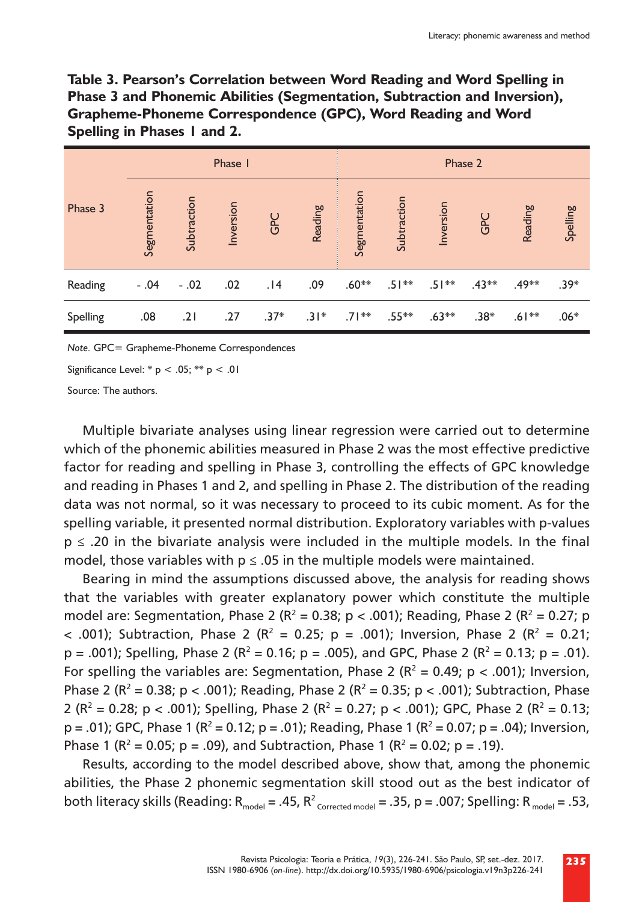**Table 3. Pearson's Correlation between Word Reading and Word Spelling in Phase 3 and Phonemic Abilities (Segmentation, Subtraction and Inversion), Grapheme-Phoneme Correspondence (GPC), Word Reading and Word Spelling in Phases 1 and 2.**

| Phase 3 | Phase 1 | | | | | Phase 2 | | | | | |
|---|---|---|---|---|---|---|---|---|---|---|---|
| | Segmentation | Subtraction | Inversion | GPC | Reading | Segmentation | Subtraction | Inversion | GPC | Reading | Spelling |
| Reading | - .04 | - .02 | .02 | .14 | .09 | .60** | .51** | .51** | .43** | .49** | .39* |
| Spelling | .08 | .21 | .27 | .37* | .31* | .71** | .55** | .63** | .38* | .61** | .06* |

*Note.* GPC= Grapheme-Phoneme Correspondences

Significance Level: * $p < .05$; ** $p < .01$

Source: The authors.

Multiple bivariate analyses using linear regression were carried out to determine which of the phonemic abilities measured in Phase 2 was the most effective predictive factor for reading and spelling in Phase 3, controlling the effects of GPC knowledge and reading in Phases 1 and 2, and spelling in Phase 2. The distribution of the reading data was not normal, so it was necessary to proceed to its cubic moment. As for the spelling variable, it presented normal distribution. Exploratory variables with p-values $p \leq .20$ in the bivariate analysis were included in the multiple models. In the final model, those variables with $p \leq .05$ in the multiple models were maintained.

Bearing in mind the assumptions discussed above, the analysis for reading shows that the variables with greater explanatory power which constitute the multiple model are: Segmentation, Phase 2 ($R^2 = 0.38$; $p < .001$); Reading, Phase 2 ($R^2 = 0.27$; $p < .001$); Subtraction, Phase 2 ($R^2 = 0.25$; $p = .001$); Inversion, Phase 2 ($R^2 = 0.21$; $p = .001$); Spelling, Phase 2 ($R^2 = 0.16$; $p = .005$), and GPC, Phase 2 ($R^2 = 0.13$; $p = .01$). For spelling the variables are: Segmentation, Phase 2 ($R^2 = 0.49$; $p < .001$); Inversion, Phase 2 ($R^2 = 0.38$; $p < .001$); Reading, Phase 2 ($R^2 = 0.35$; $p < .001$); Subtraction, Phase 2 ($R^2 = 0.28$; $p < .001$); Spelling, Phase 2 ($R^2 = 0.27$; $p < .001$); GPC, Phase 2 ($R^2 = 0.13$; $p = .01$); GPC, Phase 1 ($R^2 = 0.12$; $p = .01$); Reading, Phase 1 ($R^2 = 0.07$; $p = .04$); Inversion, Phase 1 ($R^2 = 0.05$; $p = .09$), and Subtraction, Phase 1 ($R^2 = 0.02$; $p = .19$).

Results, according to the model described above, show that, among the phonemic abilities, the Phase 2 phonemic segmentation skill stood out as the best indicator of both literacy skills (Reading: $R_{model} = .45$, $R^2_{Corrected\ model} = .35$, $p = .007$; Spelling: $R_{model} = .53$,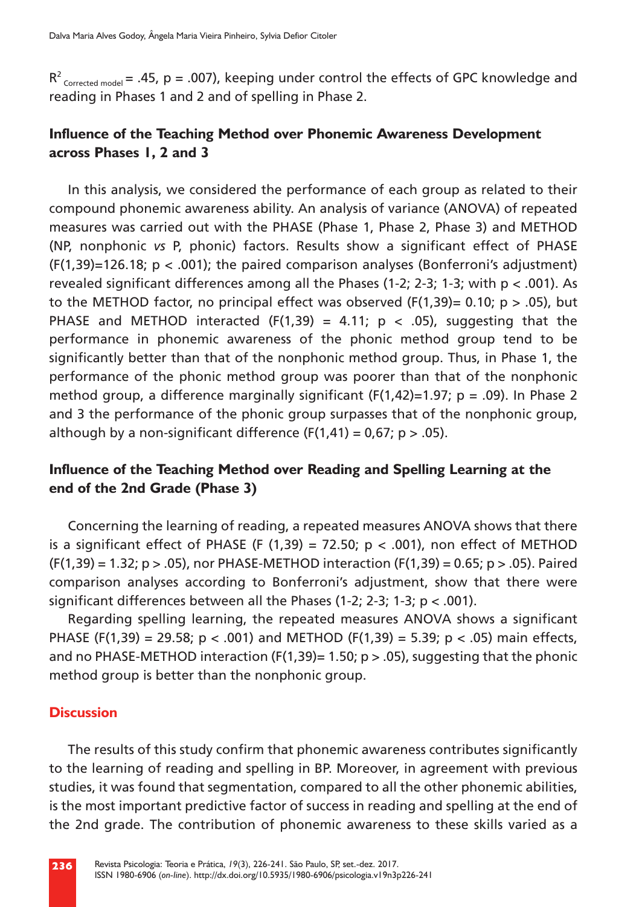$R^2_{\text{Corrected model}} = .45$, $p = .007$), keeping under control the effects of GPC knowledge and reading in Phases 1 and 2 and of spelling in Phase 2.

### Influence of the Teaching Method over Phonemic Awareness Development across Phases 1, 2 and 3

In this analysis, we considered the performance of each group as related to their compound phonemic awareness ability. An analysis of variance (ANOVA) of repeated measures was carried out with the PHASE (Phase 1, Phase 2, Phase 3) and METHOD (NP, nonphonic *vs* P, phonic) factors. Results show a significant effect of PHASE ($F(1,39)=126.18$; $p < .001$); the paired comparison analyses (Bonferroni's adjustment) revealed significant differences among all the Phases (1-2; 2-3; 1-3; with $p < .001$). As to the METHOD factor, no principal effect was observed ($F(1,39)= 0.10$; $p > .05$), but PHASE and METHOD interacted ($F(1,39) = 4.11$; $p < .05$), suggesting that the performance in phonemic awareness of the phonic method group tend to be significantly better than that of the nonphonic method group. Thus, in Phase 1, the performance of the phonic method group was poorer than that of the nonphonic method group, a difference marginally significant ($F(1,42)=1.97$; $p = .09$). In Phase 2 and 3 the performance of the phonic group surpasses that of the nonphonic group, although by a non-significant difference ($F(1,41) = 0,67$; $p > .05$).

### Influence of the Teaching Method over Reading and Spelling Learning at the end of the 2nd Grade (Phase 3)

Concerning the learning of reading, a repeated measures ANOVA shows that there is a significant effect of PHASE ($F(1,39) = 72.50$; $p < .001$), non effect of METHOD ($F(1,39) = 1.32$; $p > .05$), nor PHASE-METHOD interaction ($F(1,39) = 0.65$; $p > .05$). Paired comparison analyses according to Bonferroni's adjustment, show that there were significant differences between all the Phases (1-2; 2-3; 1-3; $p < .001$).

Regarding spelling learning, the repeated measures ANOVA shows a significant PHASE ($F(1,39) = 29.58$; $p < .001$) and METHOD ($F(1,39) = 5.39$; $p < .05$) main effects, and no PHASE-METHOD interaction ($F(1,39)= 1.50$; $p > .05$), suggesting that the phonic method group is better than the nonphonic group.

## Discussion

The results of this study confirm that phonemic awareness contributes significantly to the learning of reading and spelling in BP. Moreover, in agreement with previous studies, it was found that segmentation, compared to all the other phonemic abilities, is the most important predictive factor of success in reading and spelling at the end of the 2nd grade. The contribution of phonemic awareness to these skills varied as a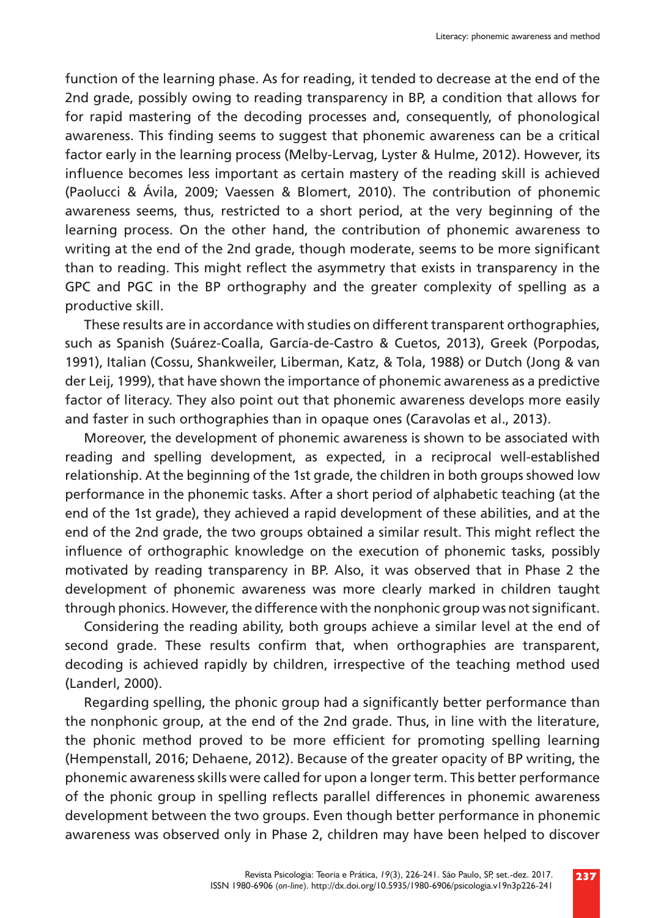function of the learning phase. As for reading, it tended to decrease at the end of the 2nd grade, possibly owing to reading transparency in BP, a condition that allows for for rapid mastering of the decoding processes and, consequently, of phonological awareness. This finding seems to suggest that phonemic awareness can be a critical factor early in the learning process (Melby-Lervag, Lyster & Hulme, 2012). However, its influence becomes less important as certain mastery of the reading skill is achieved (Paolucci & Ávila, 2009; Vaessen & Blomert, 2010). The contribution of phonemic awareness seems, thus, restricted to a short period, at the very beginning of the learning process. On the other hand, the contribution of phonemic awareness to writing at the end of the 2nd grade, though moderate, seems to be more significant than to reading. This might reflect the asymmetry that exists in transparency in the GPC and PGC in the BP orthography and the greater complexity of spelling as a productive skill.

These results are in accordance with studies on different transparent orthographies, such as Spanish (Suárez-Coalla, García-de-Castro & Cuetos, 2013), Greek (Porpodas, 1991), Italian (Cossu, Shankweiler, Liberman, Katz, & Tola, 1988) or Dutch (Jong & van der Leij, 1999), that have shown the importance of phonemic awareness as a predictive factor of literacy. They also point out that phonemic awareness develops more easily and faster in such orthographies than in opaque ones (Caravolas et al., 2013).

Moreover, the development of phonemic awareness is shown to be associated with reading and spelling development, as expected, in a reciprocal well-established relationship. At the beginning of the 1st grade, the children in both groups showed low performance in the phonemic tasks. After a short period of alphabetic teaching (at the end of the 1st grade), they achieved a rapid development of these abilities, and at the end of the 2nd grade, the two groups obtained a similar result. This might reflect the influence of orthographic knowledge on the execution of phonemic tasks, possibly motivated by reading transparency in BP. Also, it was observed that in Phase 2 the development of phonemic awareness was more clearly marked in children taught through phonics. However, the difference with the nonphonic group was not significant.

Considering the reading ability, both groups achieve a similar level at the end of second grade. These results confirm that, when orthographies are transparent, decoding is achieved rapidly by children, irrespective of the teaching method used (Landerl, 2000).

Regarding spelling, the phonic group had a significantly better performance than the nonphonic group, at the end of the 2nd grade. Thus, in line with the literature, the phonic method proved to be more efficient for promoting spelling learning (Hempenstall, 2016; Dehaene, 2012). Because of the greater opacity of BP writing, the phonemic awareness skills were called for upon a longer term. This better performance of the phonic group in spelling reflects parallel differences in phonemic awareness development between the two groups. Even though better performance in phonemic awareness was observed only in Phase 2, children may have been helped to discover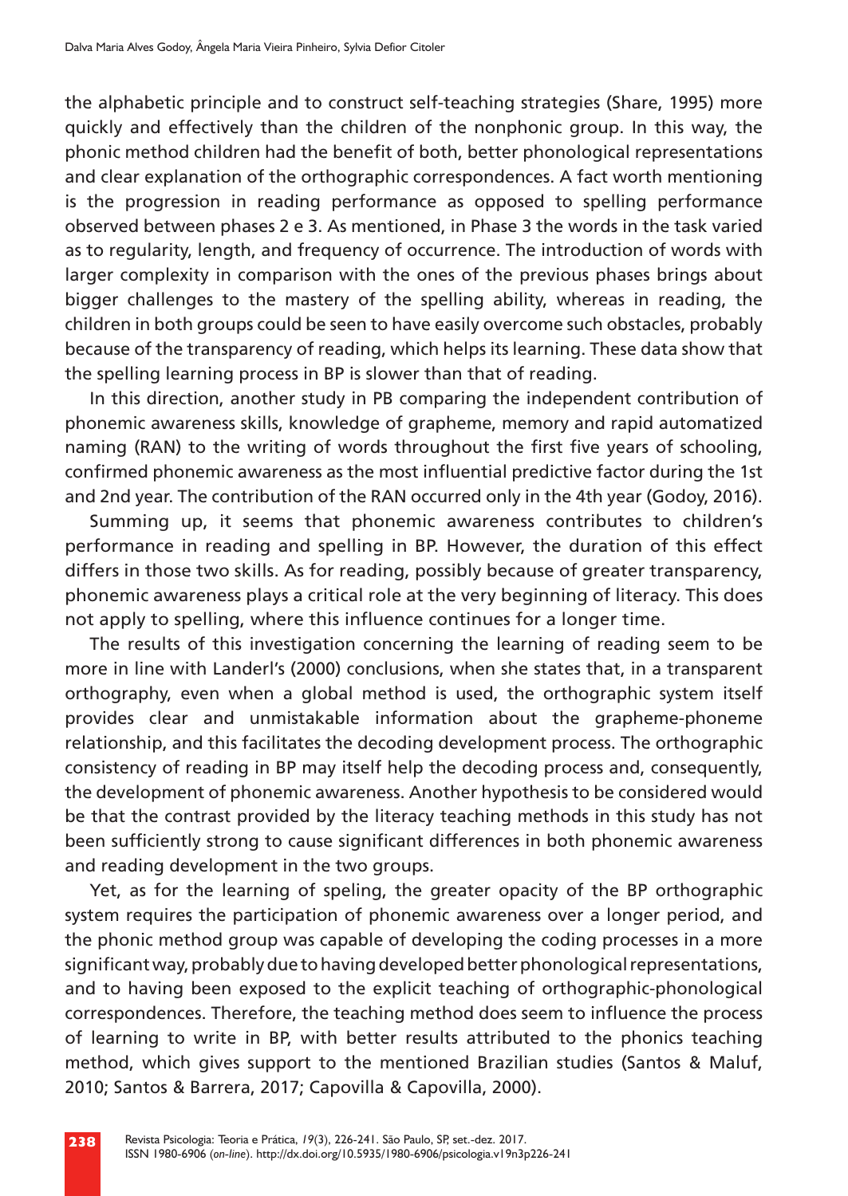the alphabetic principle and to construct self-teaching strategies (Share, 1995) more quickly and effectively than the children of the nonphonic group. In this way, the phonic method children had the benefit of both, better phonological representations and clear explanation of the orthographic correspondences. A fact worth mentioning is the progression in reading performance as opposed to spelling performance observed between phases 2 e 3. As mentioned, in Phase 3 the words in the task varied as to regularity, length, and frequency of occurrence. The introduction of words with larger complexity in comparison with the ones of the previous phases brings about bigger challenges to the mastery of the spelling ability, whereas in reading, the children in both groups could be seen to have easily overcome such obstacles, probably because of the transparency of reading, which helps its learning. These data show that the spelling learning process in BP is slower than that of reading.

In this direction, another study in PB comparing the independent contribution of phonemic awareness skills, knowledge of grapheme, memory and rapid automatized naming (RAN) to the writing of words throughout the first five years of schooling, confirmed phonemic awareness as the most influential predictive factor during the 1st and 2nd year. The contribution of the RAN occurred only in the 4th year (Godoy, 2016).

Summing up, it seems that phonemic awareness contributes to children's performance in reading and spelling in BP. However, the duration of this effect differs in those two skills. As for reading, possibly because of greater transparency, phonemic awareness plays a critical role at the very beginning of literacy. This does not apply to spelling, where this influence continues for a longer time.

The results of this investigation concerning the learning of reading seem to be more in line with Landerl's (2000) conclusions, when she states that, in a transparent orthography, even when a global method is used, the orthographic system itself provides clear and unmistakable information about the grapheme-phoneme relationship, and this facilitates the decoding development process. The orthographic consistency of reading in BP may itself help the decoding process and, consequently, the development of phonemic awareness. Another hypothesis to be considered would be that the contrast provided by the literacy teaching methods in this study has not been sufficiently strong to cause significant differences in both phonemic awareness and reading development in the two groups.

Yet, as for the learning of speling, the greater opacity of the BP orthographic system requires the participation of phonemic awareness over a longer period, and the phonic method group was capable of developing the coding processes in a more significant way, probably due to having developed better phonological representations, and to having been exposed to the explicit teaching of orthographic-phonological correspondences. Therefore, the teaching method does seem to influence the process of learning to write in BP, with better results attributed to the phonics teaching method, which gives support to the mentioned Brazilian studies (Santos & Maluf, 2010; Santos & Barrera, 2017; Capovilla & Capovilla, 2000).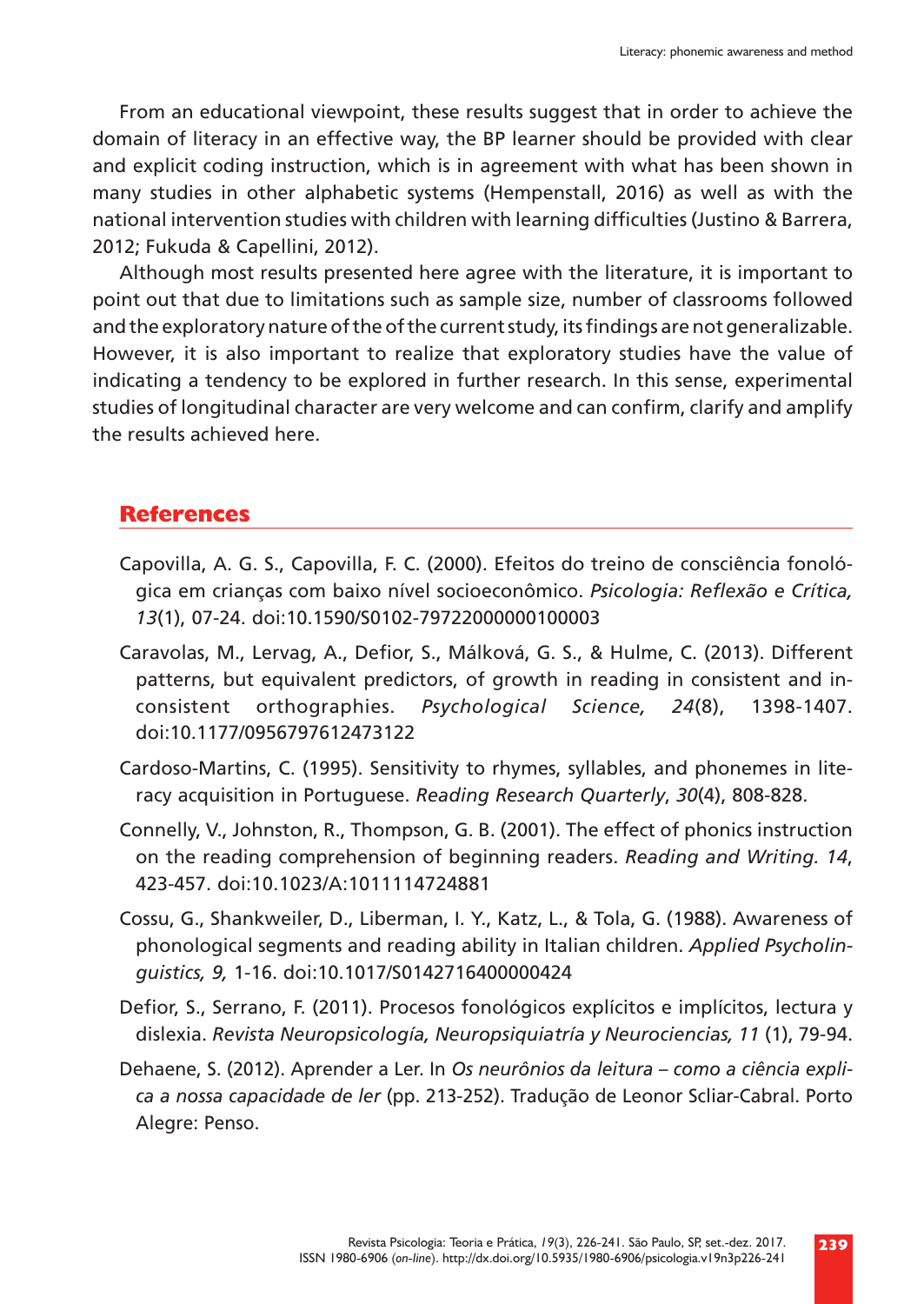From an educational viewpoint, these results suggest that in order to achieve the domain of literacy in an effective way, the BP learner should be provided with clear and explicit coding instruction, which is in agreement with what has been shown in many studies in other alphabetic systems (Hempenstall, 2016) as well as with the national intervention studies with children with learning difficulties (Justino & Barrera, 2012; Fukuda & Capellini, 2012).

Although most results presented here agree with the literature, it is important to point out that due to limitations such as sample size, number of classrooms followed and the exploratory nature of the of the current study, its findings are not generalizable. However, it is also important to realize that exploratory studies have the value of indicating a tendency to be explored in further research. In this sense, experimental studies of longitudinal character are very welcome and can confirm, clarify and amplify the results achieved here.

## References

Capovilla, A. G. S., Capovilla, F. C. (2000). Efeitos do treino de consciência fonológica em crianças com baixo nível socioeconômico. *Psicologia: Reflexão e Crítica, 13*(1), 07-24. doi:10.1590/S0102-79722000000100003

Caravolas, M., Lervag, A., Defior, S., Málková, G. S., & Hulme, C. (2013). Different patterns, but equivalent predictors, of growth in reading in consistent and inconsistent orthographies. *Psychological Science, 24*(8), 1398-1407. doi:10.1177/0956797612473122

Cardoso-Martins, C. (1995). Sensitivity to rhymes, syllables, and phonemes in literacy acquisition in Portuguese. *Reading Research Quarterly*, *30*(4), 808-828.

Connelly, V., Johnston, R., Thompson, G. B. (2001). The effect of phonics instruction on the reading comprehension of beginning readers. *Reading and Writing. 14*, 423-457. doi:10.1023/A:1011114724881

Cossu, G., Shankweiler, D., Liberman, I. Y., Katz, L., & Tola, G. (1988). Awareness of phonological segments and reading ability in Italian children. *Applied Psycholinguistics, 9,* 1-16. doi:10.1017/S0142716400000424

Defior, S., Serrano, F. (2011). Procesos fonológicos explícitos e implícitos, lectura y dislexia. *Revista Neuropsicología, Neuropsiquiatría y Neurociencias, 11* (1), 79-94.

Dehaene, S. (2012). Aprender a Ler. In *Os neurônios da leitura – como a ciência explica a nossa capacidade de ler* (pp. 213-252). Tradução de Leonor Scliar-Cabral. Porto Alegre: Penso.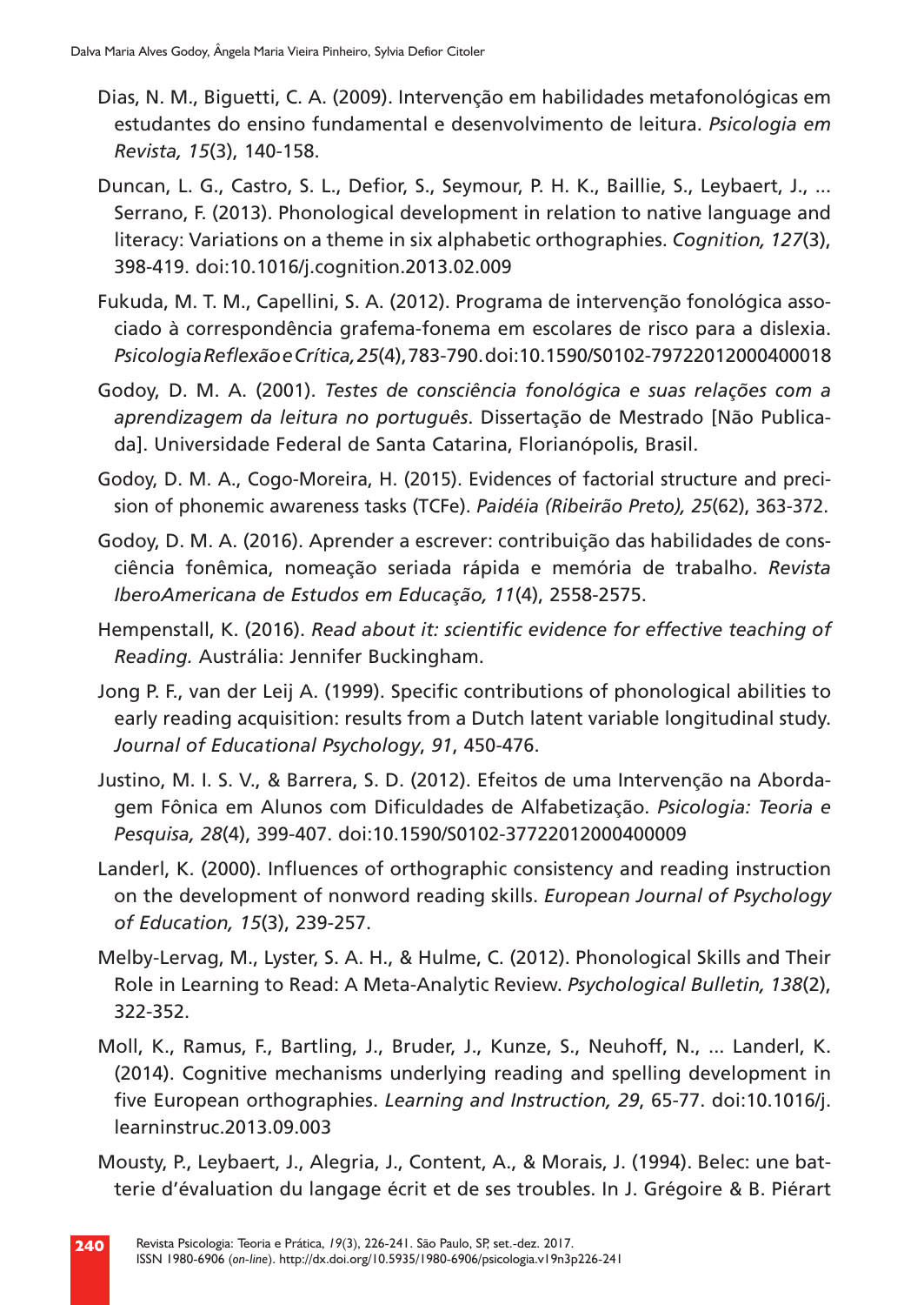Dias, N. M., Biguetti, C. A. (2009). Intervenção em habilidades metafonológicas em estudantes do ensino fundamental e desenvolvimento de leitura. *Psicologia em Revista, 15*(3), 140-158.

Duncan, L. G., Castro, S. L., Defior, S., Seymour, P. H. K., Baillie, S., Leybaert, J., ... Serrano, F. (2013). Phonological development in relation to native language and literacy: Variations on a theme in six alphabetic orthographies. *Cognition, 127*(3), 398-419. doi:10.1016/j.cognition.2013.02.009

Fukuda, M. T. M., Capellini, S. A. (2012). Programa de intervenção fonológica associado à correspondência grafema-fonema em escolares de risco para a dislexia. *Psicologia Reflexão e Crítica, 25*(4), 783-790. doi:10.1590/S0102-79722012000400018

Godoy, D. M. A. (2001). *Testes de consciência fonológica e suas relações com a aprendizagem da leitura no português*. Dissertação de Mestrado [Não Publicada]. Universidade Federal de Santa Catarina, Florianópolis, Brasil.

Godoy, D. M. A., Cogo-Moreira, H. (2015). Evidences of factorial structure and precision of phonemic awareness tasks (TCFe). *Paidéia (Ribeirão Preto), 25*(62), 363-372.

Godoy, D. M. A. (2016). Aprender a escrever: contribuição das habilidades de consciência fonêmica, nomeação seriada rápida e memória de trabalho. *Revista IberoAmericana de Estudos em Educação, 11*(4), 2558-2575.

Hempenstall, K. (2016). *Read about it: scientific evidence for effective teaching of Reading.* Austrália: Jennifer Buckingham.

Jong P. F., van der Leij A. (1999). Specific contributions of phonological abilities to early reading acquisition: results from a Dutch latent variable longitudinal study. *Journal of Educational Psychology*, *91*, 450-476.

Justino, M. I. S. V., & Barrera, S. D. (2012). Efeitos de uma Intervenção na Abordagem Fônica em Alunos com Dificuldades de Alfabetização. *Psicologia: Teoria e Pesquisa, 28*(4), 399-407. doi:10.1590/S0102-37722012000400009

Landerl, K. (2000). Influences of orthographic consistency and reading instruction on the development of nonword reading skills. *European Journal of Psychology of Education, 15*(3), 239-257.

Melby-Lervag, M., Lyster, S. A. H., & Hulme, C. (2012). Phonological Skills and Their Role in Learning to Read: A Meta-Analytic Review. *Psychological Bulletin, 138*(2), 322-352.

Moll, K., Ramus, F., Bartling, J., Bruder, J., Kunze, S., Neuhoff, N., ... Landerl, K. (2014). Cognitive mechanisms underlying reading and spelling development in five European orthographies. *Learning and Instruction, 29*, 65-77. doi:10.1016/j.learninstruc.2013.09.003

Mousty, P., Leybaert, J., Alegria, J., Content, A., & Morais, J. (1994). Belec: une batterie d'évaluation du langage écrit et de ses troubles. In J. Grégoire & B. Piérart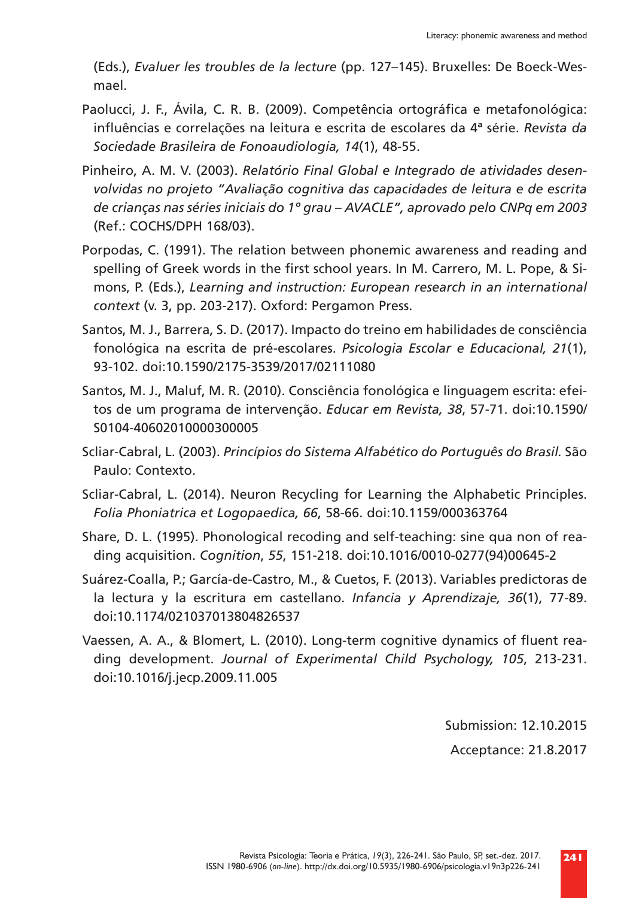(Eds.), *Evaluer les troubles de la lecture* (pp. 127–145). Bruxelles: De Boeck-Wesmael.

Paolucci, J. F., Ávila, C. R. B. (2009). Competência ortográfica e metafonológica: influências e correlações na leitura e escrita de escolares da 4ª série. *Revista da Sociedade Brasileira de Fonoaudiologia, 14*(1), 48-55.

Pinheiro, A. M. V. (2003). *Relatório Final Global e Integrado de atividades desenvolvidas no projeto "Avaliação cognitiva das capacidades de leitura e de escrita de crianças nas séries iniciais do 1º grau – AVACLE", aprovado pelo CNPq em 2003* (Ref.: COCHS/DPH 168/03).

Porpodas, C. (1991). The relation between phonemic awareness and reading and spelling of Greek words in the first school years. In M. Carrero, M. L. Pope, & Simons, P. (Eds.), *Learning and instruction: European research in an international context* (v. 3, pp. 203-217). Oxford: Pergamon Press.

Santos, M. J., Barrera, S. D. (2017). Impacto do treino em habilidades de consciência fonológica na escrita de pré-escolares. *Psicologia Escolar e Educacional, 21*(1), 93-102. doi:10.1590/2175-3539/2017/02111080

Santos, M. J., Maluf, M. R. (2010). Consciência fonológica e linguagem escrita: efeitos de um programa de intervenção. *Educar em Revista, 38*, 57-71. doi:10.1590/S0104-40602010000300005

Scliar-Cabral, L. (2003). *Princípios do Sistema Alfabético do Português do Brasil.* São Paulo: Contexto.

Scliar-Cabral, L. (2014). Neuron Recycling for Learning the Alphabetic Principles. *Folia Phoniatrica et Logopaedica, 66*, 58-66. doi:10.1159/000363764

Share, D. L. (1995). Phonological recoding and self-teaching: sine qua non of reading acquisition. *Cognition*, *55*, 151-218. doi:10.1016/0010-0277(94)00645-2

Suárez-Coalla, P.; García-de-Castro, M., & Cuetos, F. (2013). Variables predictoras de la lectura y la escritura em castellano. *Infancia y Aprendizaje, 36*(1), 77-89. doi:10.1174/021037013804826537

Vaessen, A. A., & Blomert, L. (2010). Long-term cognitive dynamics of fluent reading development. *Journal of Experimental Child Psychology, 105*, 213-231. doi:10.1016/j.jecp.2009.11.005

Submission: 12.10.2015

Acceptance: 21.8.2017